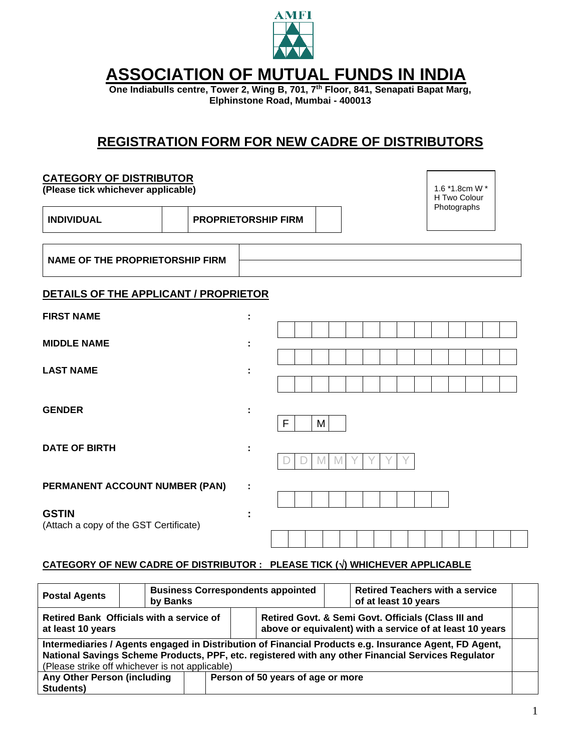AMFI

# ASSOCIATION OF MUTUAL FUNDS IN INDIA

**One Indiabulls centre, Tower 2, Wing B, 701, 7th Floor, 841, Senapati Bapat Marg, Elphinstone Road, Mumbai - 400013**

## REGISTRATION FORM FOR NEW CADRE OF DISTRIBUTORS

**CATEGORY OF DISTRIBUTOR**
**(Please tick whichever applicable)**

1.6 *1.8cm W * H Two Colour Photographs

| INDIVIDUAL | | PROPRIETORSHIP FIRM | |
|---|---|---|---|

| NAME OF THE PROPRIETORSHIP FIRM | |
|---|---|
| | |

**DETAILS OF THE APPLICANT / PROPRIETOR**

**FIRST NAME** :

**MIDDLE NAME** :

**LAST NAME** :

**GENDER** : F ☐ M ☐

**DATE OF BIRTH** : D D M M Y Y Y Y

**PERMANENT ACCOUNT NUMBER (PAN)** :

**GSTIN** :
(Attach a copy of the GST Certificate)

**CATEGORY OF NEW CADRE OF DISTRIBUTOR : PLEASE TICK (√) WHICHEVER APPLICABLE**

| Postal Agents | | Business Correspondents appointed by Banks | | Retired Teachers with a service of at least 10 years | |
|---|---|---|---|---|---|
| Retired Bank Officials with a service of at least 10 years | | Retired Govt. & Semi Govt. Officials (Class III and above or equivalent) with a service of at least 10 years | | | |
| Intermediaries / Agents engaged in Distribution of Financial Products e.g. Insurance Agent, FD Agent, National Savings Scheme Products, PPF, etc. registered with any other Financial Services Regulator (Please strike off whichever is not applicable) | | | | | |
| Any Other Person (including Students) | | Person of 50 years of age or more | | | |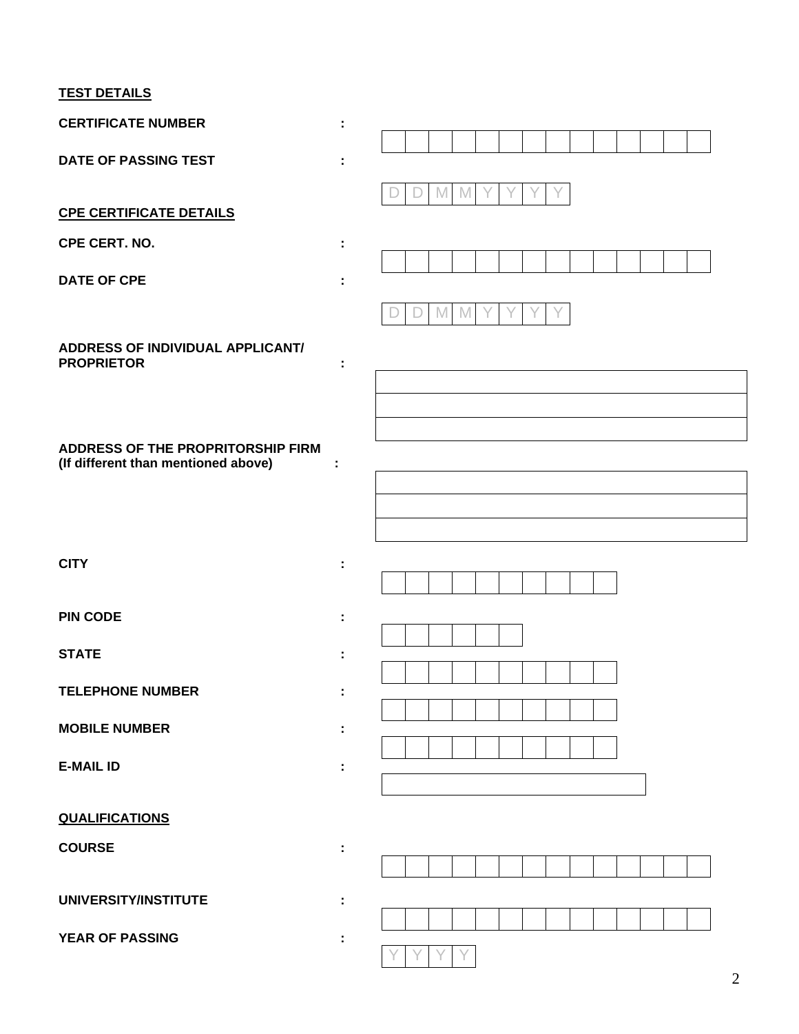**TEST DETAILS**

**CERTIFICATE NUMBER** :

**DATE OF PASSING TEST** :

D D M M Y Y Y Y

**CPE CERTIFICATE DETAILS**

**CPE CERT. NO.** :

**DATE OF CPE** :

D D M M Y Y Y Y

**ADDRESS OF INDIVIDUAL APPLICANT/ PROPRIETOR** :

**ADDRESS OF THE PROPRITORSHIP FIRM (If different than mentioned above)** :

**CITY** :

**PIN CODE** :

**STATE** :

**TELEPHONE NUMBER** :

**MOBILE NUMBER** :

**E-MAIL ID** :

**QUALIFICATIONS**

**COURSE** :

**UNIVERSITY/INSTITUTE** :

**YEAR OF PASSING** :

Y Y Y Y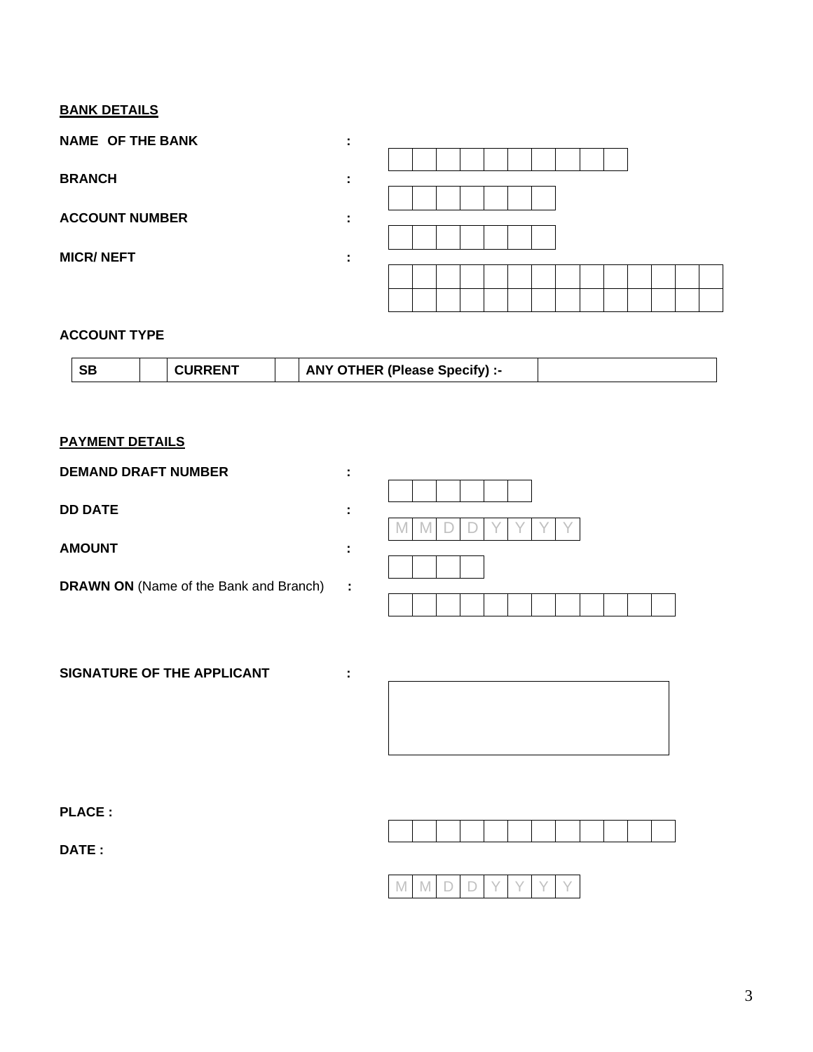**BANK DETAILS**

**NAME OF THE BANK** :

| | | | | | | | | | |
|---|---|---|---|---|---|---|---|---|---|
| | | | | | | | | | |

**BRANCH** :

| | | | | | | |
|---|---|---|---|---|---|---|
| | | | | | | |

**ACCOUNT NUMBER** :

| | | | | | | |
|---|---|---|---|---|---|---|
| | | | | | | |

**MICR/ NEFT** :

| | | | | | | | | | | | | | |
|---|---|---|---|---|---|---|---|---|---|---|---|---|---|
| | | | | | | | | | | | | | |
| | | | | | | | | | | | | | |

**ACCOUNT TYPE**

| | | | | | |
|---|---|---|---|---|---|
| **SB** | | **CURRENT** | | **ANY OTHER (Please Specify) :-** | |

**PAYMENT DETAILS**

**DEMAND DRAFT NUMBER** :

| | | | | | |
|---|---|---|---|---|---|
| | | | | | |

**DD DATE** :

| | | | | | | | |
|---|---|---|---|---|---|---|---|
| M | M | D | D | Y | Y | Y | Y |

**AMOUNT** :

| | | | |
|---|---|---|---|
| | | | |

**DRAWN ON** (Name of the Bank and Branch) :

| | | | | | | | | | | | |
|---|---|---|---|---|---|---|---|---|---|---|---|
| | | | | | | | | | | | |

**SIGNATURE OF THE APPLICANT** :

| |
|---|
| |

**PLACE :**

| | | | | | | | | | | | |
|---|---|---|---|---|---|---|---|---|---|---|---|
| | | | | | | | | | | | |

**DATE :**

| | | | | | | | |
|---|---|---|---|---|---|---|---|
| M | M | D | D | Y | Y | Y | Y |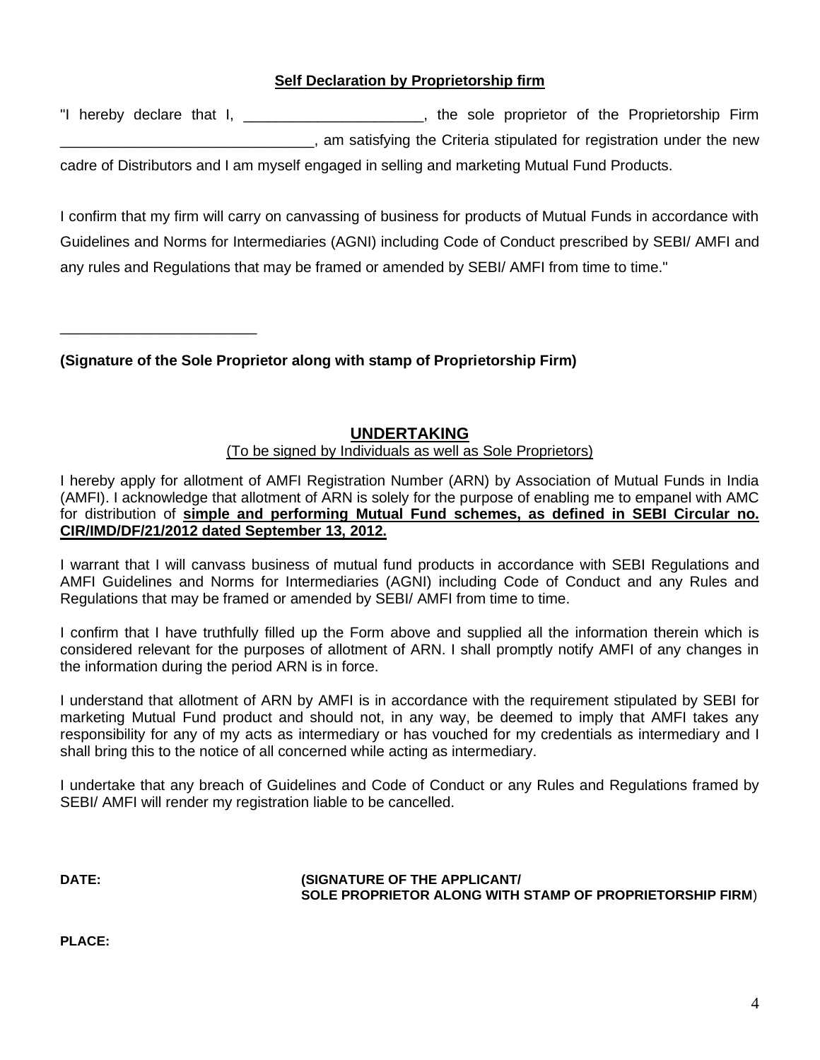**Self Declaration by Proprietorship firm**

"I hereby declare that I, ______________________, the sole proprietor of the Proprietorship Firm _______________________________, am satisfying the Criteria stipulated for registration under the new cadre of Distributors and I am myself engaged in selling and marketing Mutual Fund Products.

I confirm that my firm will carry on canvassing of business for products of Mutual Funds in accordance with Guidelines and Norms for Intermediaries (AGNI) including Code of Conduct prescribed by SEBI/ AMFI and any rules and Regulations that may be framed or amended by SEBI/ AMFI from time to time."

________________________

**(Signature of the Sole Proprietor along with stamp of Proprietorship Firm)**

## UNDERTAKING

(To be signed by Individuals as well as Sole Proprietors)

I hereby apply for allotment of AMFI Registration Number (ARN) by Association of Mutual Funds in India (AMFI). I acknowledge that allotment of ARN is solely for the purpose of enabling me to empanel with AMC for distribution of **simple and performing Mutual Fund schemes, as defined in SEBI Circular no. CIR/IMD/DF/21/2012 dated September 13, 2012.**

I warrant that I will canvass business of mutual fund products in accordance with SEBI Regulations and AMFI Guidelines and Norms for Intermediaries (AGNI) including Code of Conduct and any Rules and Regulations that may be framed or amended by SEBI/ AMFI from time to time.

I confirm that I have truthfully filled up the Form above and supplied all the information therein which is considered relevant for the purposes of allotment of ARN. I shall promptly notify AMFI of any changes in the information during the period ARN is in force.

I understand that allotment of ARN by AMFI is in accordance with the requirement stipulated by SEBI for marketing Mutual Fund product and should not, in any way, be deemed to imply that AMFI takes any responsibility for any of my acts as intermediary or has vouched for my credentials as intermediary and I shall bring this to the notice of all concerned while acting as intermediary.

I undertake that any breach of Guidelines and Code of Conduct or any Rules and Regulations framed by SEBI/ AMFI will render my registration liable to be cancelled.

**DATE:** **(SIGNATURE OF THE APPLICANT/ SOLE PROPRIETOR ALONG WITH STAMP OF PROPRIETORSHIP FIRM)**

**PLACE:**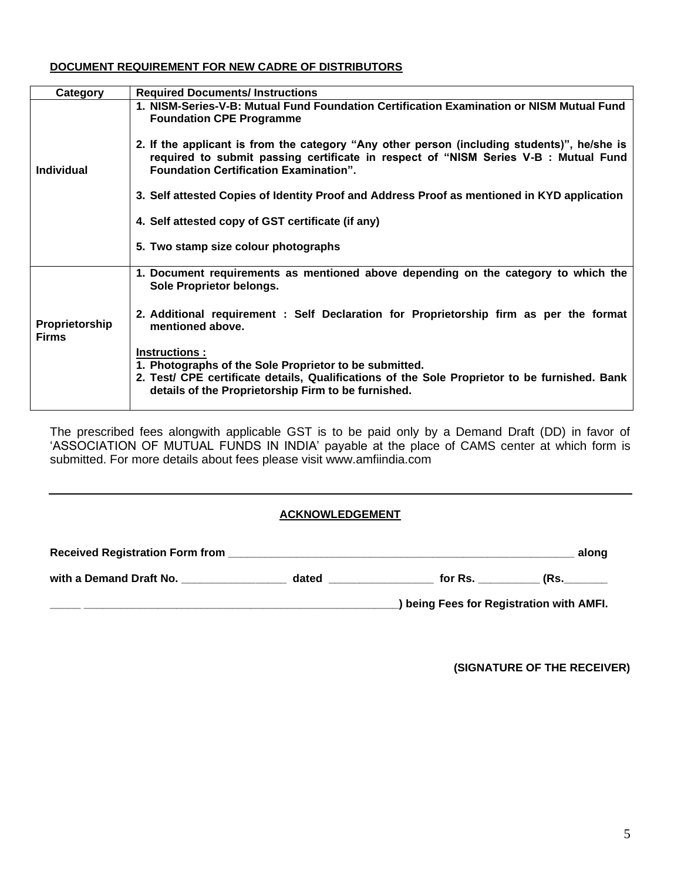**DOCUMENT REQUIREMENT FOR NEW CADRE OF DISTRIBUTORS**

| Category | Required Documents/ Instructions |
|---|---|
| **Individual** | **1. NISM-Series-V-B: Mutual Fund Foundation Certification Examination or NISM Mutual Fund Foundation CPE Programme**<br><br>**2. If the applicant is from the category "Any other person (including students)", he/she is required to submit passing certificate in respect of "NISM Series V-B : Mutual Fund Foundation Certification Examination".**<br><br>**3. Self attested Copies of Identity Proof and Address Proof as mentioned in KYD application**<br><br>**4. Self attested copy of GST certificate (if any)**<br><br>**5. Two stamp size colour photographs** |
| **Proprietorship Firms** | **1. Document requirements as mentioned above depending on the category to which the Sole Proprietor belongs.**<br><br>**2. Additional requirement : Self Declaration for Proprietorship firm as per the format mentioned above.**<br><br>**Instructions :**<br>**1. Photographs of the Sole Proprietor to be submitted.**<br>**2. Test/ CPE certificate details, Qualifications of the Sole Proprietor to be furnished. Bank details of the Proprietorship Firm to be furnished.** |

The prescribed fees alongwith applicable GST is to be paid only by a Demand Draft (DD) in favor of 'ASSOCIATION OF MUTUAL FUNDS IN INDIA' payable at the place of CAMS center at which form is submitted. For more details about fees please visit www.amfiindia.com

---

**ACKNOWLEDGEMENT**

**Received Registration Form from __________________________________________________________ along**

**with a Demand Draft No. _________________ dated _________________ for Rs. __________ (Rs._______**

**_____ ______________________________________________________) being Fees for Registration with AMFI.**

**(SIGNATURE OF THE RECEIVER)**